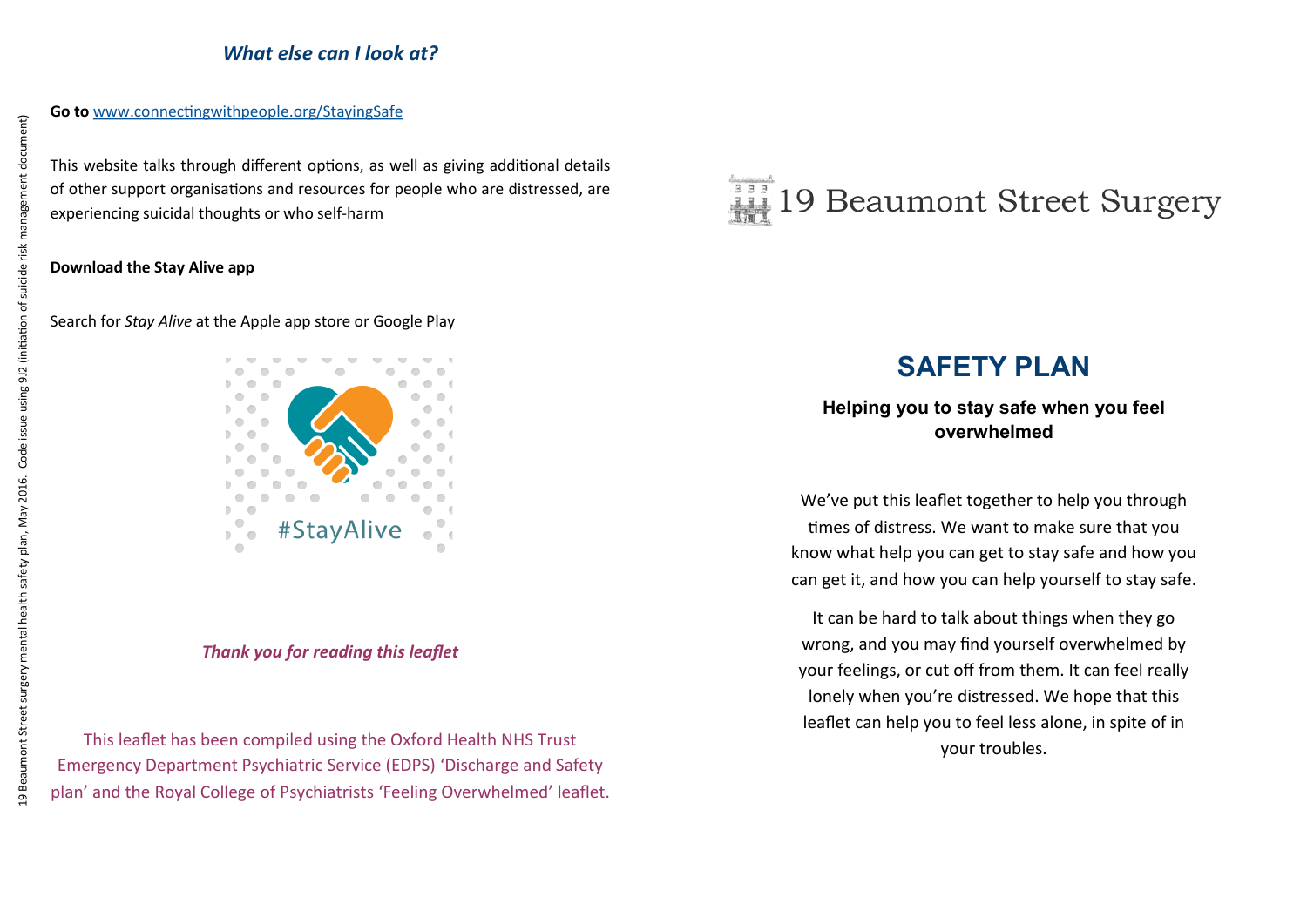## *What else can I look at?*

**Go to** www.connectingwithpeople.org/StayingSafe

This website talks through different options, as well as giving additional details of other support organisations and resources for people who are distressed, are experiencing suicidal thoughts or who self-harm

**Download the Stay Alive app**

Search for *Stay Alive* at the Apple app store or Google Play

#StayAlive

***Thank you for reading this leaflet***

This leaflet has been compiled using the Oxford Health NHS Trust Emergency Department Psychiatric Service (EDPS) 'Discharge and Safety plan' and the Royal College of Psychiatrists 'Feeling Overwhelmed' leaflet.

19 Beaumont Street surgery mental health safety plan, May 2016. Code issue using 9J2 (initiation of suicide risk management document)

19 Beaumont Street Surgery

# SAFETY PLAN

### Helping you to stay safe when you feel overwhelmed

We've put this leaflet together to help you through times of distress. We want to make sure that you know what help you can get to stay safe and how you can get it, and how you can help yourself to stay safe.

It can be hard to talk about things when they go wrong, and you may find yourself overwhelmed by your feelings, or cut off from them. It can feel really lonely when you're distressed. We hope that this leaflet can help you to feel less alone, in spite of in your troubles.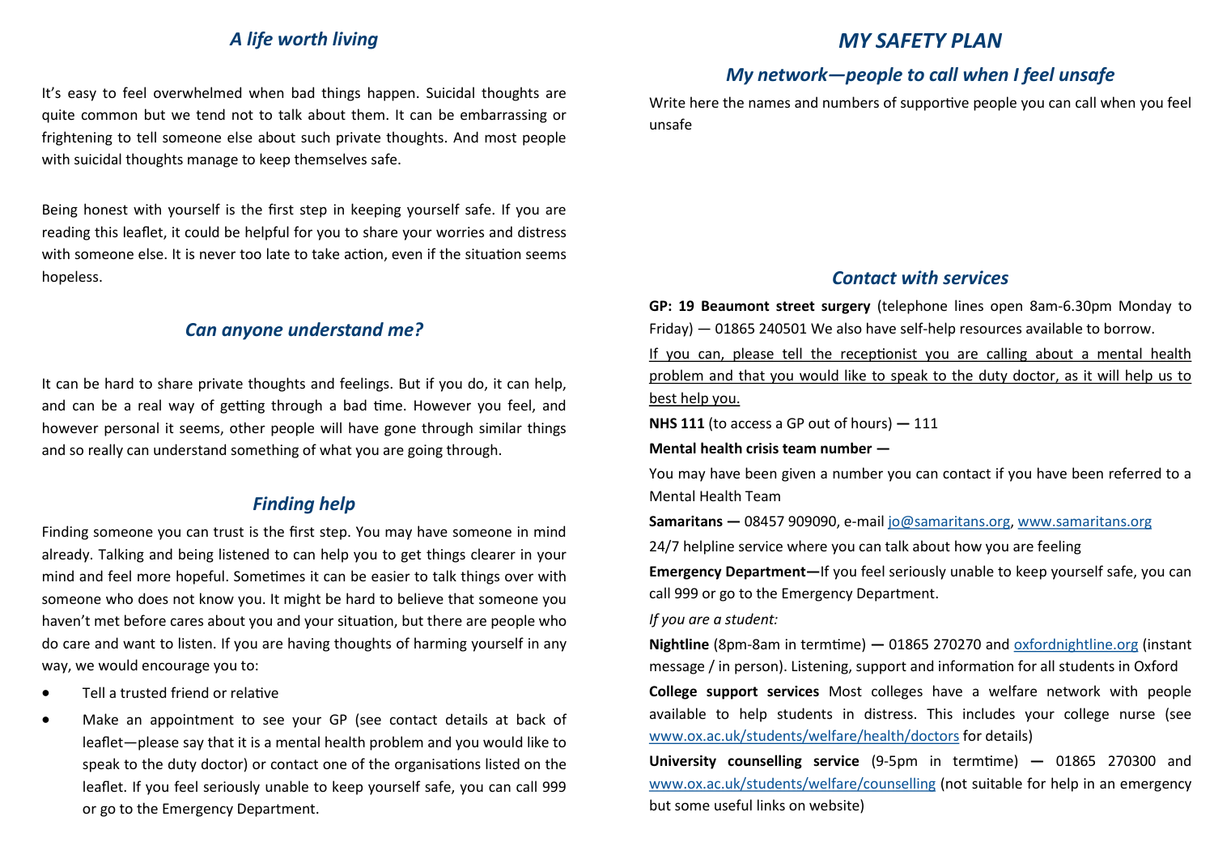## *A life worth living*

It's easy to feel overwhelmed when bad things happen. Suicidal thoughts are quite common but we tend not to talk about them. It can be embarrassing or frightening to tell someone else about such private thoughts. And most people with suicidal thoughts manage to keep themselves safe.

Being honest with yourself is the first step in keeping yourself safe. If you are reading this leaflet, it could be helpful for you to share your worries and distress with someone else. It is never too late to take action, even if the situation seems hopeless.

## *Can anyone understand me?*

It can be hard to share private thoughts and feelings. But if you do, it can help, and can be a real way of getting through a bad time. However you feel, and however personal it seems, other people will have gone through similar things and so really can understand something of what you are going through.

## *Finding help*

Finding someone you can trust is the first step. You may have someone in mind already. Talking and being listened to can help you to get things clearer in your mind and feel more hopeful. Sometimes it can be easier to talk things over with someone who does not know you. It might be hard to believe that someone you haven't met before cares about you and your situation, but there are people who do care and want to listen. If you are having thoughts of harming yourself in any way, we would encourage you to:

- Tell a trusted friend or relative
- Make an appointment to see your GP (see contact details at back of leaflet—please say that it is a mental health problem and you would like to speak to the duty doctor) or contact one of the organisations listed on the leaflet. If you feel seriously unable to keep yourself safe, you can call 999 or go to the Emergency Department.

# *MY SAFETY PLAN*

## *My network—people to call when I feel unsafe*

Write here the names and numbers of supportive people you can call when you feel unsafe

## *Contact with services*

**GP: 19 Beaumont street surgery** (telephone lines open 8am-6.30pm Monday to Friday) — 01865 240501 We also have self-help resources available to borrow.

<u>If you can, please tell the receptionist you are calling about a mental health problem and that you would like to speak to the duty doctor, as it will help us to best help you.</u>

**NHS 111** (to access a GP out of hours) **—** 111

**Mental health crisis team number —**

You may have been given a number you can contact if you have been referred to a Mental Health Team

**Samaritans —** 08457 909090, e-mail jo@samaritans.org, www.samaritans.org

24/7 helpline service where you can talk about how you are feeling

**Emergency Department—**If you feel seriously unable to keep yourself safe, you can call 999 or go to the Emergency Department.

*If you are a student:*

**Nightline** (8pm-8am in termtime) **—** 01865 270270 and oxfordnightline.org (instant message / in person). Listening, support and information for all students in Oxford

**College support services** Most colleges have a welfare network with people available to help students in distress. This includes your college nurse (see www.ox.ac.uk/students/welfare/health/doctors for details)

**University counselling service** (9-5pm in termtime) **—** 01865 270300 and www.ox.ac.uk/students/welfare/counselling (not suitable for help in an emergency but some useful links on website)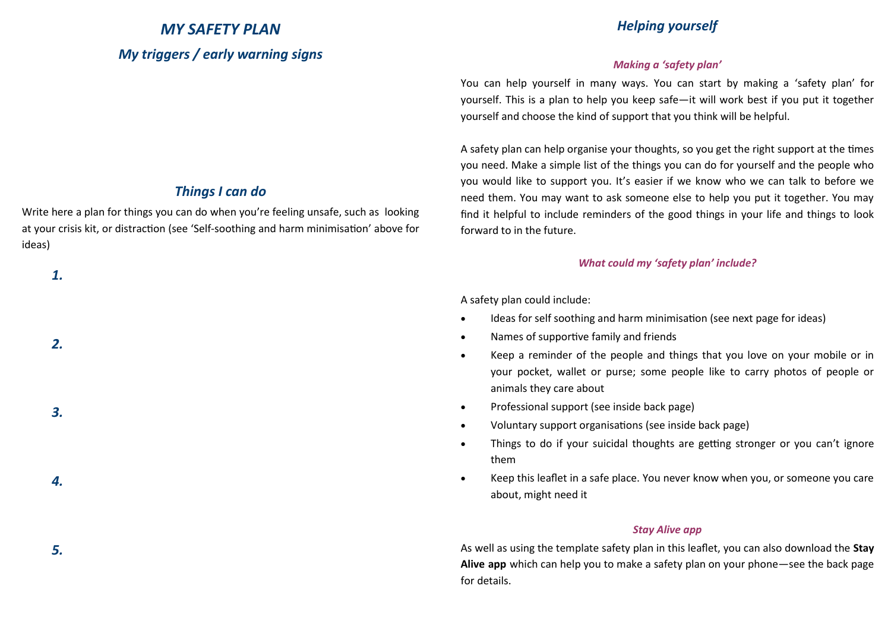# MY SAFETY PLAN

## My triggers / early warning signs

## Things I can do

Write here a plan for things you can do when you're feeling unsafe, such as looking at your crisis kit, or distraction (see 'Self-soothing and harm minimisation' above for ideas)

***1.***

***2.***

***3.***

***4.***

***5.***

## Helping yourself

### *Making a 'safety plan'*

You can help yourself in many ways. You can start by making a 'safety plan' for yourself. This is a plan to help you keep safe—it will work best if you put it together yourself and choose the kind of support that you think will be helpful.

A safety plan can help organise your thoughts, so you get the right support at the times you need. Make a simple list of the things you can do for yourself and the people who you would like to support you. It's easier if we know who we can talk to before we need them. You may want to ask someone else to help you put it together. You may find it helpful to include reminders of the good things in your life and things to look forward to in the future.

### *What could my 'safety plan' include?*

A safety plan could include:

- Ideas for self soothing and harm minimisation (see next page for ideas)
- Names of supportive family and friends
- Keep a reminder of the people and things that you love on your mobile or in your pocket, wallet or purse; some people like to carry photos of people or animals they care about
- Professional support (see inside back page)
- Voluntary support organisations (see inside back page)
- Things to do if your suicidal thoughts are getting stronger or you can't ignore them
- Keep this leaflet in a safe place. You never know when you, or someone you care about, might need it

### *Stay Alive app*

As well as using the template safety plan in this leaflet, you can also download the **Stay Alive app** which can help you to make a safety plan on your phone—see the back page for details.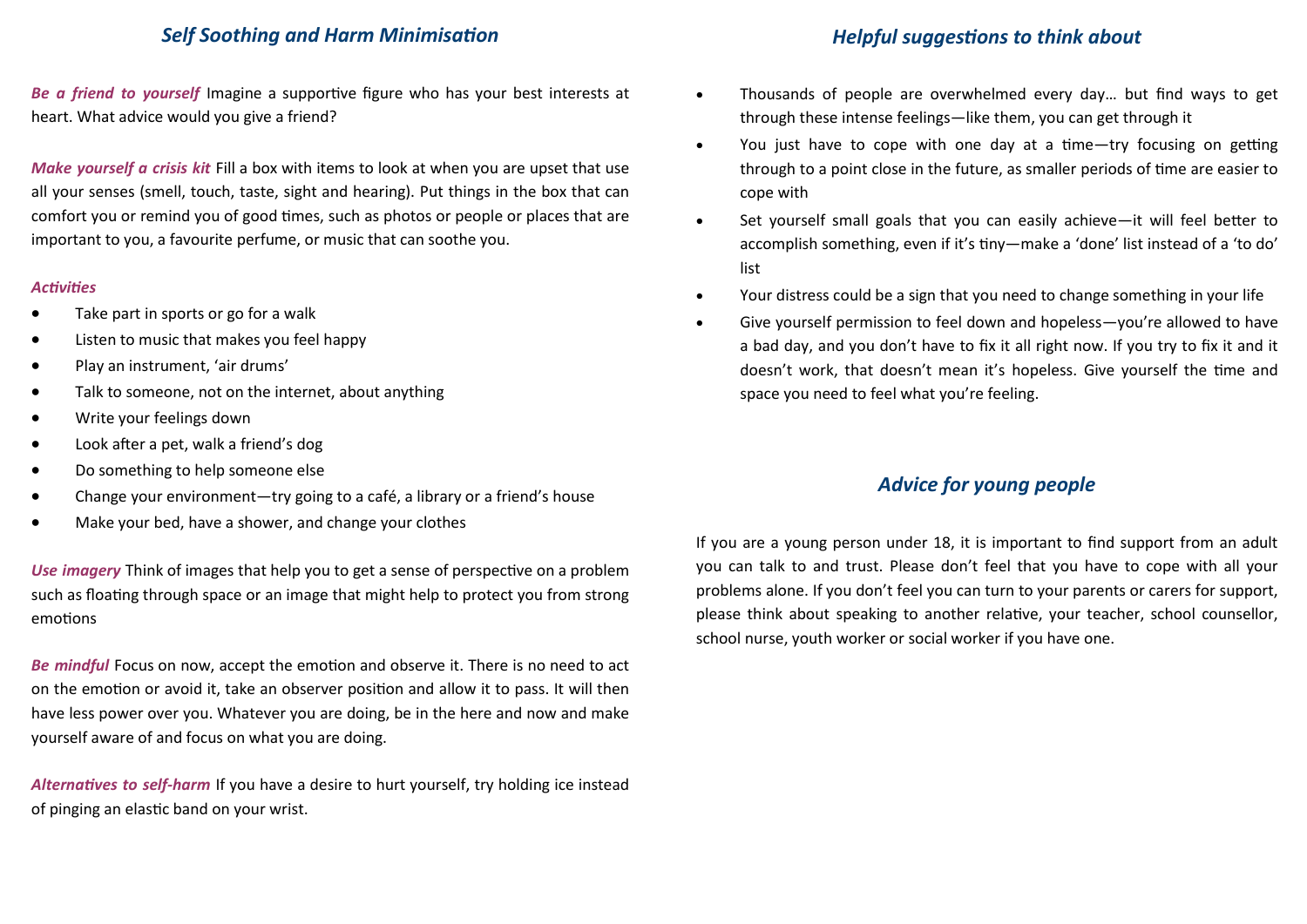## *Self Soothing and Harm Minimisation*

***Be a friend to yourself*** Imagine a supportive figure who has your best interests at heart. What advice would you give a friend?

***Make yourself a crisis kit*** Fill a box with items to look at when you are upset that use all your senses (smell, touch, taste, sight and hearing). Put things in the box that can comfort you or remind you of good times, such as photos or people or places that are important to you, a favourite perfume, or music that can soothe you.

***Activities***

- Take part in sports or go for a walk
- Listen to music that makes you feel happy
- Play an instrument, 'air drums'
- Talk to someone, not on the internet, about anything
- Write your feelings down
- Look after a pet, walk a friend's dog
- Do something to help someone else
- Change your environment—try going to a café, a library or a friend's house
- Make your bed, have a shower, and change your clothes

***Use imagery*** Think of images that help you to get a sense of perspective on a problem such as floating through space or an image that might help to protect you from strong emotions

***Be mindful*** Focus on now, accept the emotion and observe it. There is no need to act on the emotion or avoid it, take an observer position and allow it to pass. It will then have less power over you. Whatever you are doing, be in the here and now and make yourself aware of and focus on what you are doing.

***Alternatives to self-harm*** If you have a desire to hurt yourself, try holding ice instead of pinging an elastic band on your wrist.

## *Helpful suggestions to think about*

- Thousands of people are overwhelmed every day… but find ways to get through these intense feelings—like them, you can get through it
- You just have to cope with one day at a time—try focusing on getting through to a point close in the future, as smaller periods of time are easier to cope with
- Set yourself small goals that you can easily achieve—it will feel better to accomplish something, even if it's tiny—make a 'done' list instead of a 'to do' list
- Your distress could be a sign that you need to change something in your life
- Give yourself permission to feel down and hopeless—you're allowed to have a bad day, and you don't have to fix it all right now. If you try to fix it and it doesn't work, that doesn't mean it's hopeless. Give yourself the time and space you need to feel what you're feeling.

## *Advice for young people*

If you are a young person under 18, it is important to find support from an adult you can talk to and trust. Please don't feel that you have to cope with all your problems alone. If you don't feel you can turn to your parents or carers for support, please think about speaking to another relative, your teacher, school counsellor, school nurse, youth worker or social worker if you have one.